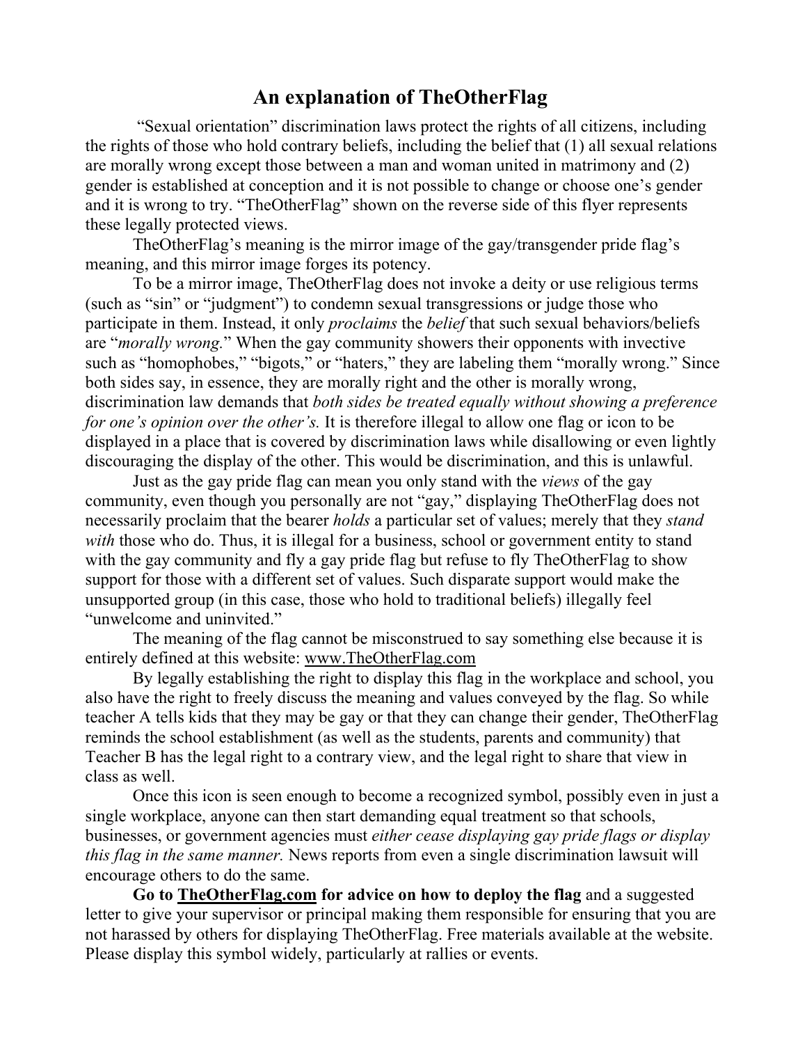# An explanation of TheOtherFlag

"Sexual orientation" discrimination laws protect the rights of all citizens, including the rights of those who hold contrary beliefs, including the belief that (1) all sexual relations are morally wrong except those between a man and woman united in matrimony and (2) gender is established at conception and it is not possible to change or choose one's gender and it is wrong to try. "TheOtherFlag" shown on the reverse side of this flyer represents these legally protected views.

TheOtherFlag's meaning is the mirror image of the gay/transgender pride flag's meaning, and this mirror image forges its potency.

To be a mirror image, TheOtherFlag does not invoke a deity or use religious terms (such as "sin" or "judgment") to condemn sexual transgressions or judge those who participate in them. Instead, it only *proclaims* the *belief* that such sexual behaviors/beliefs are "*morally wrong.*" When the gay community showers their opponents with invective such as "homophobes," "bigots," or "haters," they are labeling them "morally wrong." Since both sides say, in essence, they are morally right and the other is morally wrong, discrimination law demands that *both sides be treated equally without showing a preference for one's opinion over the other's.* It is therefore illegal to allow one flag or icon to be displayed in a place that is covered by discrimination laws while disallowing or even lightly discouraging the display of the other. This would be discrimination, and this is unlawful.

Just as the gay pride flag can mean you only stand with the *views* of the gay community, even though you personally are not "gay," displaying TheOtherFlag does not necessarily proclaim that the bearer *holds* a particular set of values; merely that they *stand with* those who do. Thus, it is illegal for a business, school or government entity to stand with the gay community and fly a gay pride flag but refuse to fly TheOtherFlag to show support for those with a different set of values. Such disparate support would make the unsupported group (in this case, those who hold to traditional beliefs) illegally feel "unwelcome and uninvited."

The meaning of the flag cannot be misconstrued to say something else because it is entirely defined at this website: www.TheOtherFlag.com

By legally establishing the right to display this flag in the workplace and school, you also have the right to freely discuss the meaning and values conveyed by the flag. So while teacher A tells kids that they may be gay or that they can change their gender, TheOtherFlag reminds the school establishment (as well as the students, parents and community) that Teacher B has the legal right to a contrary view, and the legal right to share that view in class as well.

Once this icon is seen enough to become a recognized symbol, possibly even in just a single workplace, anyone can then start demanding equal treatment so that schools, businesses, or government agencies must *either cease displaying gay pride flags or display this flag in the same manner.* News reports from even a single discrimination lawsuit will encourage others to do the same.

**Go to TheOtherFlag.com for advice on how to deploy the flag** and a suggested letter to give your supervisor or principal making them responsible for ensuring that you are not harassed by others for displaying TheOtherFlag. Free materials available at the website. Please display this symbol widely, particularly at rallies or events.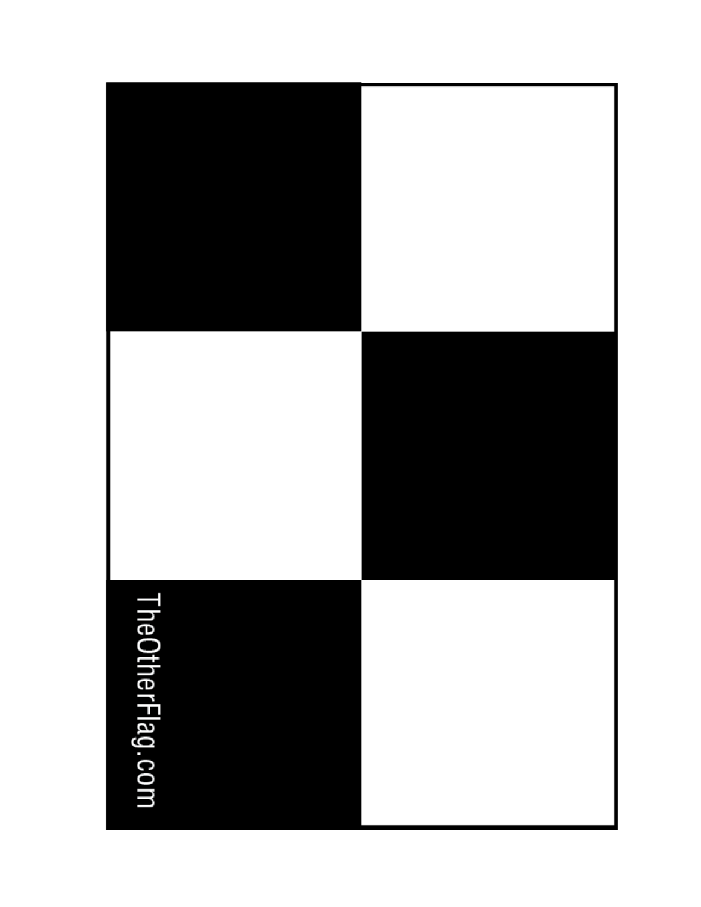TheOtherFlag.com